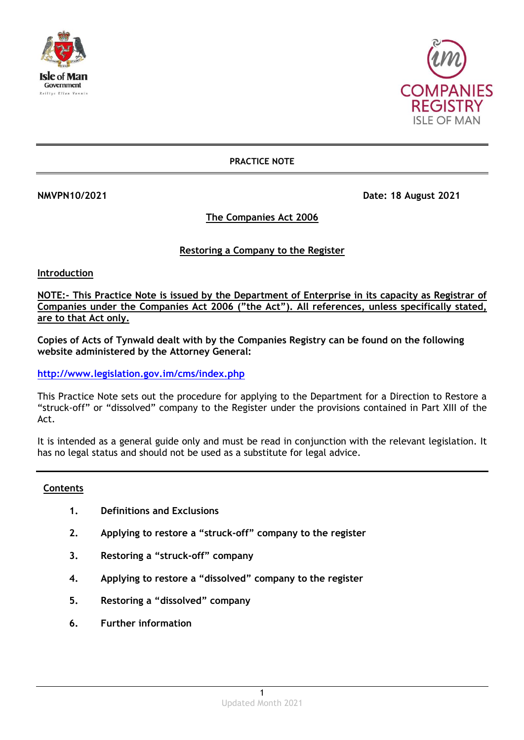**PRACTICE NOTE**

**NMVPN10/2021** **Date: 18 August 2021**

## The Companies Act 2006

## Restoring a Company to the Register

### Introduction

**NOTE:- This Practice Note is issued by the Department of Enterprise in its capacity as Registrar of Companies under the Companies Act 2006 ("the Act"). All references, unless specifically stated, are to that Act only.**

**Copies of Acts of Tynwald dealt with by the Companies Registry can be found on the following website administered by the Attorney General:**

http://www.legislation.gov.im/cms/index.php

This Practice Note sets out the procedure for applying to the Department for a Direction to Restore a "struck-off" or "dissolved" company to the Register under the provisions contained in Part XIII of the Act.

It is intended as a general guide only and must be read in conjunction with the relevant legislation. It has no legal status and should not be used as a substitute for legal advice.

### Contents

1. **Definitions and Exclusions**
2. **Applying to restore a "struck-off" company to the register**
3. **Restoring a "struck-off" company**
4. **Applying to restore a "dissolved" company to the register**
5. **Restoring a "dissolved" company**
6. **Further information**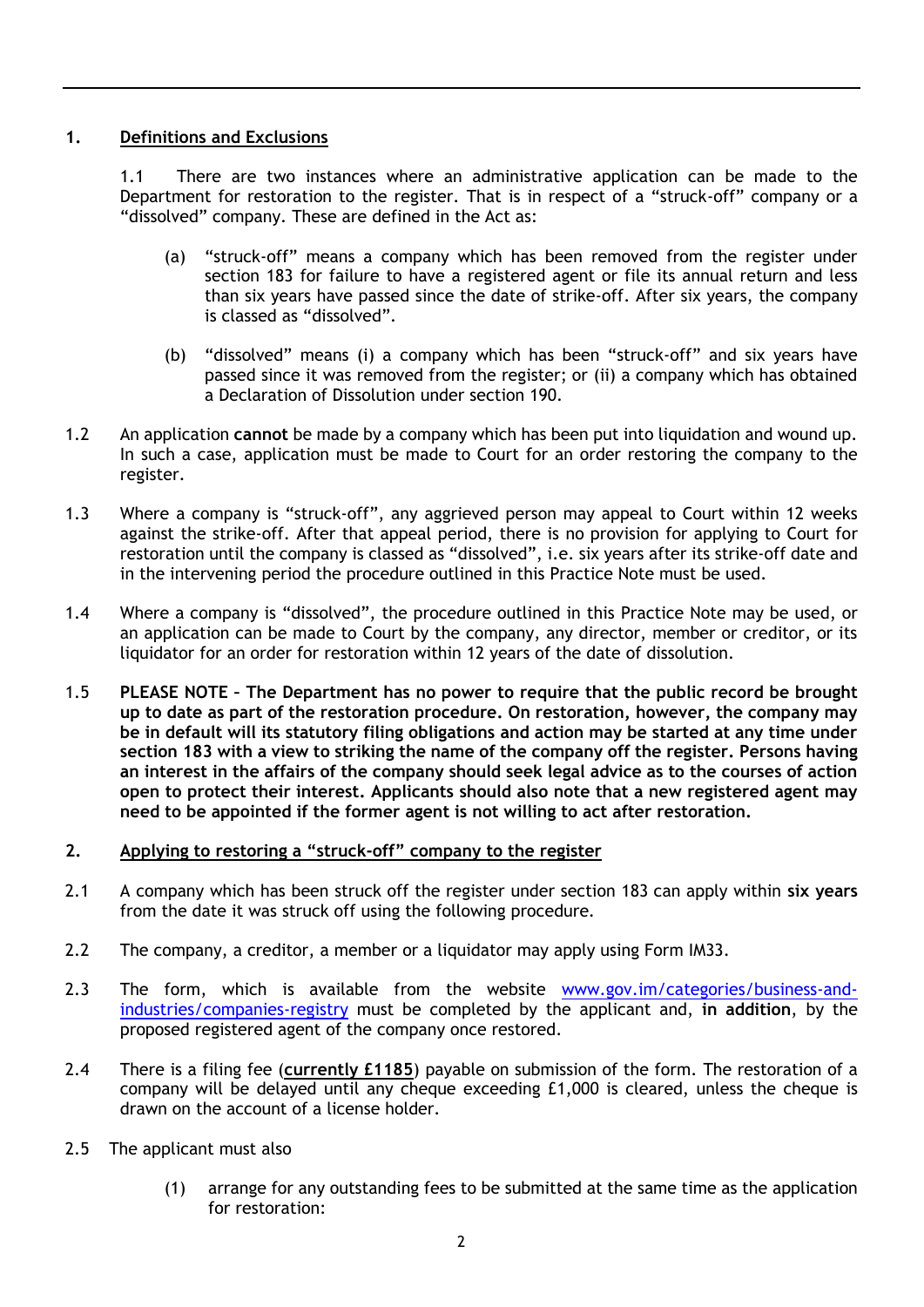## 1. Definitions and Exclusions

1.1 There are two instances where an administrative application can be made to the Department for restoration to the register. That is in respect of a "struck-off" company or a "dissolved" company. These are defined in the Act as:

(a) "struck-off" means a company which has been removed from the register under section 183 for failure to have a registered agent or file its annual return and less than six years have passed since the date of strike-off. After six years, the company is classed as "dissolved".

(b) "dissolved" means (i) a company which has been "struck-off" and six years have passed since it was removed from the register; or (ii) a company which has obtained a Declaration of Dissolution under section 190.

1.2 An application **cannot** be made by a company which has been put into liquidation and wound up. In such a case, application must be made to Court for an order restoring the company to the register.

1.3 Where a company is "struck-off", any aggrieved person may appeal to Court within 12 weeks against the strike-off. After that appeal period, there is no provision for applying to Court for restoration until the company is classed as "dissolved", i.e. six years after its strike-off date and in the intervening period the procedure outlined in this Practice Note must be used.

1.4 Where a company is "dissolved", the procedure outlined in this Practice Note may be used, or an application can be made to Court by the company, any director, member or creditor, or its liquidator for an order for restoration within 12 years of the date of dissolution.

1.5 **PLEASE NOTE – The Department has no power to require that the public record be brought up to date as part of the restoration procedure. On restoration, however, the company may be in default will its statutory filing obligations and action may be started at any time under section 183 with a view to striking the name of the company off the register. Persons having an interest in the affairs of the company should seek legal advice as to the courses of action open to protect their interest. Applicants should also note that a new registered agent may need to be appointed if the former agent is not willing to act after restoration.**

## 2. Applying to restoring a "struck-off" company to the register

2.1 A company which has been struck off the register under section 183 can apply within **six years** from the date it was struck off using the following procedure.

2.2 The company, a creditor, a member or a liquidator may apply using Form IM33.

2.3 The form, which is available from the website www.gov.im/categories/business-and-industries/companies-registry must be completed by the applicant and, **in addition**, by the proposed registered agent of the company once restored.

2.4 There is a filing fee (**currently £1185**) payable on submission of the form. The restoration of a company will be delayed until any cheque exceeding £1,000 is cleared, unless the cheque is drawn on the account of a license holder.

2.5 The applicant must also

(1) arrange for any outstanding fees to be submitted at the same time as the application for restoration: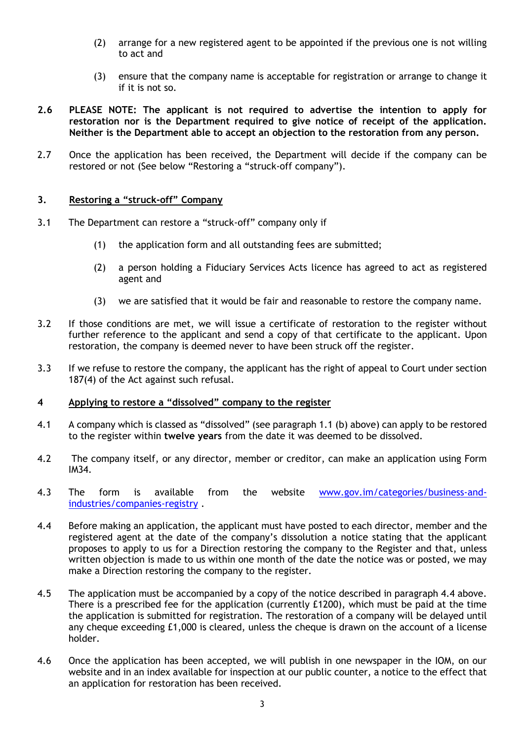(2) arrange for a new registered agent to be appointed if the previous one is not willing to act and

(3) ensure that the company name is acceptable for registration or arrange to change it if it is not so.

**2.6 PLEASE NOTE: The applicant is not required to advertise the intention to apply for restoration nor is the Department required to give notice of receipt of the application. Neither is the Department able to accept an objection to the restoration from any person.**

2.7 Once the application has been received, the Department will decide if the company can be restored or not (See below "Restoring a "struck-off" company").

## 3. Restoring a "struck-off" Company

3.1 The Department can restore a "struck-off" company only if

(1) the application form and all outstanding fees are submitted;

(2) a person holding a Fiduciary Services Acts licence has agreed to act as registered agent and

(3) we are satisfied that it would be fair and reasonable to restore the company name.

3.2 If those conditions are met, we will issue a certificate of restoration to the register without further reference to the applicant and send a copy of that certificate to the applicant. Upon restoration, the company is deemed never to have been struck off the register.

3.3 If we refuse to restore the company, the applicant has the right of appeal to Court under section 187(4) of the Act against such refusal.

## 4 Applying to restore a "dissolved" company to the register

4.1 A company which is classed as "dissolved" (see paragraph 1.1 (b) above) can apply to be restored to the register within **twelve years** from the date it was deemed to be dissolved.

4.2 The company itself, or any director, member or creditor, can make an application using Form IM34.

4.3 The form is available from the website [www.gov.im/categories/business-and-industries/companies-registry](www.gov.im/categories/business-and-industries/companies-registry) .

4.4 Before making an application, the applicant must have posted to each director, member and the registered agent at the date of the company's dissolution a notice stating that the applicant proposes to apply to us for a Direction restoring the company to the Register and that, unless written objection is made to us within one month of the date the notice was or posted, we may make a Direction restoring the company to the register.

4.5 The application must be accompanied by a copy of the notice described in paragraph 4.4 above. There is a prescribed fee for the application (currently £1200), which must be paid at the time the application is submitted for registration. The restoration of a company will be delayed until any cheque exceeding £1,000 is cleared, unless the cheque is drawn on the account of a license holder.

4.6 Once the application has been accepted, we will publish in one newspaper in the IOM, on our website and in an index available for inspection at our public counter, a notice to the effect that an application for restoration has been received.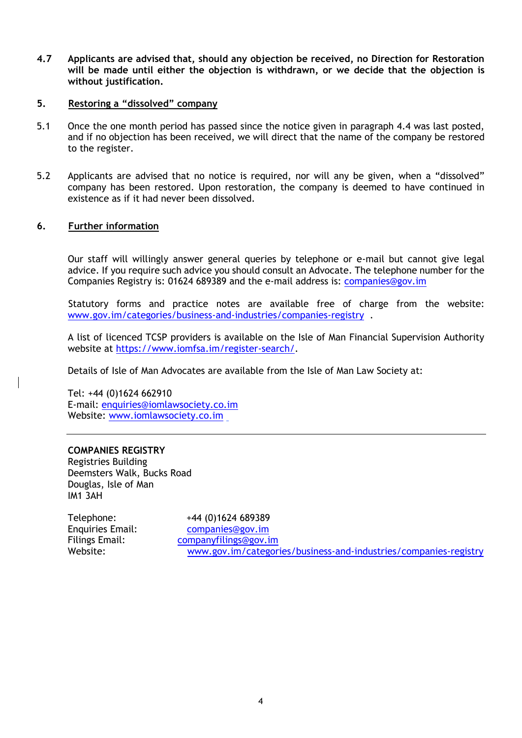**4.7 Applicants are advised that, should any objection be received, no Direction for Restoration will be made until either the objection is withdrawn, or we decide that the objection is without justification.**

## 5. Restoring a "dissolved" company

5.1 Once the one month period has passed since the notice given in paragraph 4.4 was last posted, and if no objection has been received, we will direct that the name of the company be restored to the register.

5.2 Applicants are advised that no notice is required, nor will any be given, when a "dissolved" company has been restored. Upon restoration, the company is deemed to have continued in existence as if it had never been dissolved.

## 6. Further information

Our staff will willingly answer general queries by telephone or e-mail but cannot give legal advice. If you require such advice you should consult an Advocate. The telephone number for the Companies Registry is: 01624 689389 and the e-mail address is: companies@gov.im

Statutory forms and practice notes are available free of charge from the website: www.gov.im/categories/business-and-industries/companies-registry .

A list of licenced TCSP providers is available on the Isle of Man Financial Supervision Authority website at https://www.iomfsa.im/register-search/.

Details of Isle of Man Advocates are available from the Isle of Man Law Society at:

Tel: +44 (0)1624 662910
E-mail: enquiries@iomlawsociety.co.im
Website: www.iomlawsociety.co.im

---

**COMPANIES REGISTRY**
Registries Building
Deemsters Walk, Bucks Road
Douglas, Isle of Man
IM1 3AH

| | |
|---|---|
| Telephone: | +44 (0)1624 689389 |
| Enquiries Email: | companies@gov.im |
| Filings Email: | companyfilings@gov.im |
| Website: | www.gov.im/categories/business-and-industries/companies-registry |